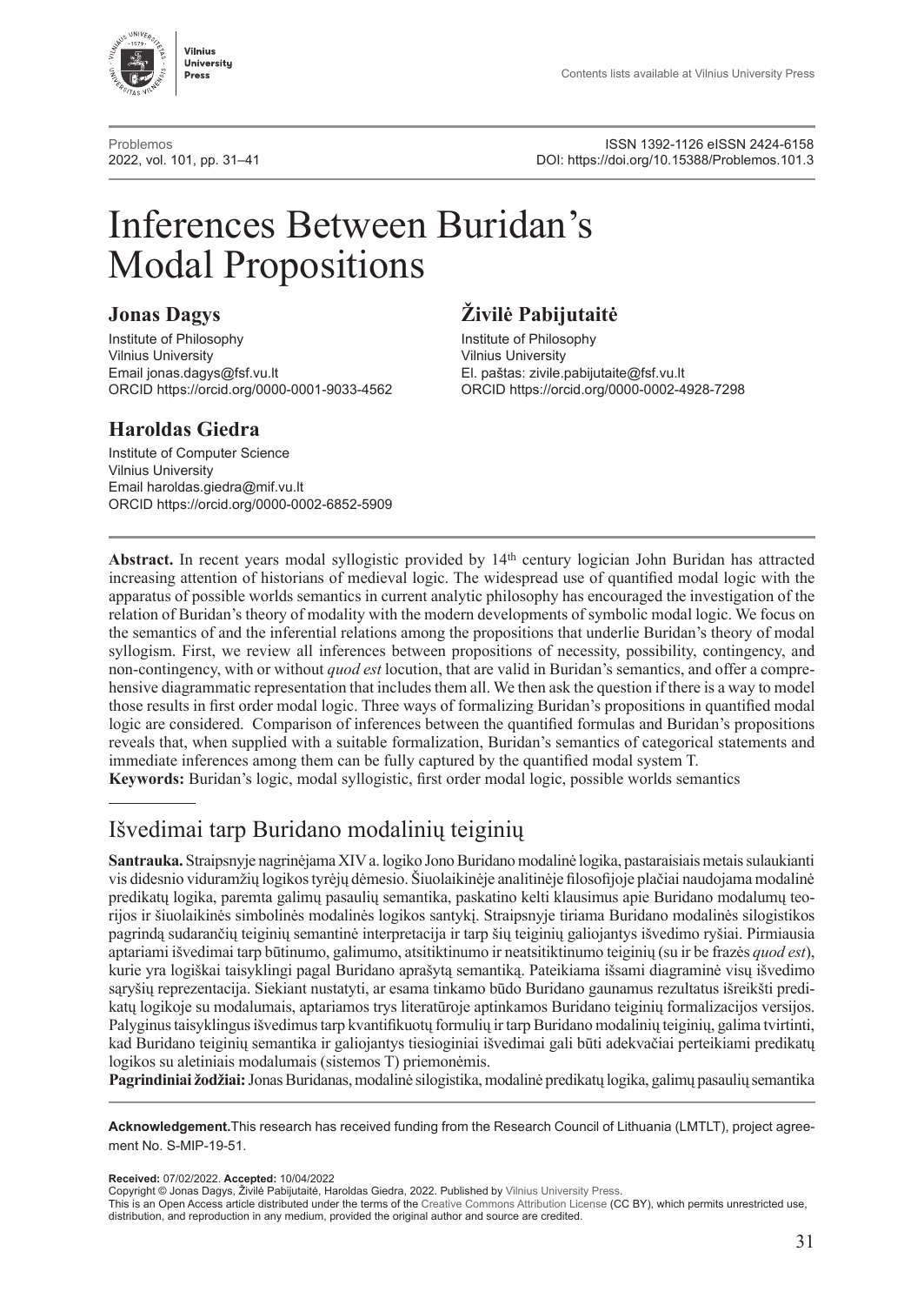Contents lists available at Vilnius University Press

Problemos
2022, vol. 101, pp. 31–41

ISSN 1392-1126 eISSN 2424-6158
DOI: https://doi.org/10.15388/Problemos.101.3

# Inferences Between Buridan's Modal Propositions

### Jonas Dagys

Institute of Philosophy
Vilnius University
Email jonas.dagys@fsf.vu.lt
ORCID https://orcid.org/0000-0001-9033-4562

### Živilė Pabijutaitė

Institute of Philosophy
Vilnius University
El. paštas: zivile.pabijutaite@fsf.vu.lt
ORCID https://orcid.org/0000-0002-4928-7298

### Haroldas Giedra

Institute of Computer Science
Vilnius University
Email haroldas.giedra@mif.vu.lt
ORCID https://orcid.org/0000-0002-6852-5909

**Abstract.** In recent years modal syllogistic provided by 14th century logician John Buridan has attracted increasing attention of historians of medieval logic. The widespread use of quantified modal logic with the apparatus of possible worlds semantics in current analytic philosophy has encouraged the investigation of the relation of Buridan's theory of modality with the modern developments of symbolic modal logic. We focus on the semantics of and the inferential relations among the propositions that underlie Buridan's theory of modal syllogism. First, we review all inferences between propositions of necessity, possibility, contingency, and non-contingency, with or without *quod est* locution, that are valid in Buridan's semantics, and offer a comprehensive diagrammatic representation that includes them all. We then ask the question if there is a way to model those results in first order modal logic. Three ways of formalizing Buridan's propositions in quantified modal logic are considered. Comparison of inferences between the quantified formulas and Buridan's propositions reveals that, when supplied with a suitable formalization, Buridan's semantics of categorical statements and immediate inferences among them can be fully captured by the quantified modal system T.
**Keywords:** Buridan's logic, modal syllogistic, first order modal logic, possible worlds semantics

## Išvedimai tarp Buridano modalinių teiginių

**Santrauka.** Straipsnyje nagrinėjama XIV a. logiko Jono Buridano modalinė logika, pastaraisiais metais sulaukianti vis didesnio viduramžių logikos tyrėjų dėmesio. Šiuolaikinėje analitinėje filosofijoje plačiai naudojama modalinė predikatų logika, paremta galimų pasaulių semantika, paskatino kelti klausimus apie Buridano modalumų teorijos ir šiuolaikinės simbolinės modalinės logikos santykį. Straipsnyje tiriama Buridano modalinės silogistikos pagrindą sudarančių teiginių semantinė interpretacija ir tarp šių teiginių galiojantys išvedimo ryšiai. Pirmiausia aptariami išvedimai tarp būtinumo, galimumo, atsitiktinumo ir neatsitiktinumo teiginių (su ir be frazės *quod est*), kurie yra logiškai taisyklingi pagal Buridano aprašytą semantiką. Pateikiama išsami diagraminė visų išvedimo sąryšių reprezentacija. Siekiant nustatyti, ar esama tinkamo būdo Buridano gaunamus rezultatus išreikšti predikatų logikoje su modalumais, aptariamos trys literatūroje aptinkamos Buridano teiginių formalizacijos versijos. Palyginus taisyklingus išvedimus tarp kvantifikuotų formulių ir tarp Buridano modalinių teiginių, galima tvirtinti, kad Buridano teiginių semantika ir galiojantys tiesioginiai išvedimai gali būti adekvačiai perteikiami predikatų logikos su aletiniais modalumais (sistemos T) priemonėmis.
**Pagrindiniai žodžiai:** Jonas Buridanas, modalinė silogistika, modalinė predikatų logika, galimų pasaulių semantika

**Acknowledgement.** This research has received funding from the Research Council of Lithuania (LMTLT), project agreement No. S-MIP-19-51.

**Received:** 07/02/2022. **Accepted:** 10/04/2022
Copyright © Jonas Dagys, Živilė Pabijutaitė, Haroldas Giedra, 2022. Published by Vilnius University Press.
This is an Open Access article distributed under the terms of the Creative Commons Attribution License (CC BY), which permits unrestricted use, distribution, and reproduction in any medium, provided the original author and source are credited.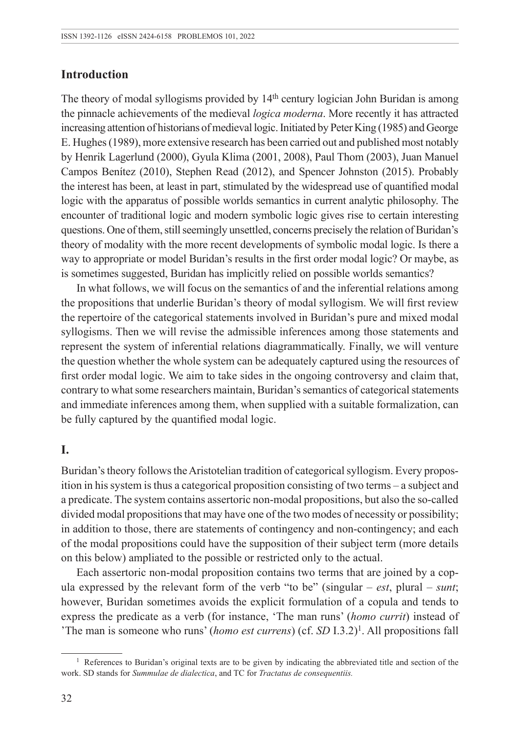## Introduction

The theory of modal syllogisms provided by 14th century logician John Buridan is among the pinnacle achievements of the medieval *logica moderna*. More recently it has attracted increasing attention of historians of medieval logic. Initiated by Peter King (1985) and George E. Hughes (1989), more extensive research has been carried out and published most notably by Henrik Lagerlund (2000), Gyula Klima (2001, 2008), Paul Thom (2003), Juan Manuel Campos Benítez (2010), Stephen Read (2012), and Spencer Johnston (2015). Probably the interest has been, at least in part, stimulated by the widespread use of quantified modal logic with the apparatus of possible worlds semantics in current analytic philosophy. The encounter of traditional logic and modern symbolic logic gives rise to certain interesting questions. One of them, still seemingly unsettled, concerns precisely the relation of Buridan's theory of modality with the more recent developments of symbolic modal logic. Is there a way to appropriate or model Buridan's results in the first order modal logic? Or maybe, as is sometimes suggested, Buridan has implicitly relied on possible worlds semantics?

In what follows, we will focus on the semantics of and the inferential relations among the propositions that underlie Buridan's theory of modal syllogism. We will first review the repertoire of the categorical statements involved in Buridan's pure and mixed modal syllogisms. Then we will revise the admissible inferences among those statements and represent the system of inferential relations diagrammatically. Finally, we will venture the question whether the whole system can be adequately captured using the resources of first order modal logic. We aim to take sides in the ongoing controversy and claim that, contrary to what some researchers maintain, Buridan's semantics of categorical statements and immediate inferences among them, when supplied with a suitable formalization, can be fully captured by the quantified modal logic.

## I.

Buridan's theory follows the Aristotelian tradition of categorical syllogism. Every proposition in his system is thus a categorical proposition consisting of two terms – a subject and a predicate. The system contains assertoric non-modal propositions, but also the so-called divided modal propositions that may have one of the two modes of necessity or possibility; in addition to those, there are statements of contingency and non-contingency; and each of the modal propositions could have the supposition of their subject term (more details on this below) ampliated to the possible or restricted only to the actual.

Each assertoric non-modal proposition contains two terms that are joined by a copula expressed by the relevant form of the verb "to be" (singular – *est*, plural – *sunt*; however, Buridan sometimes avoids the explicit formulation of a copula and tends to express the predicate as a verb (for instance, 'The man runs' (*homo currit*) instead of 'The man is someone who runs' (*homo est currens*) (cf. *SD* I.3.2)[1]. All propositions fall

[1] References to Buridan's original texts are to be given by indicating the abbreviated title and section of the work. SD stands for *Summulae de dialectica*, and TC for *Tractatus de consequentiis.*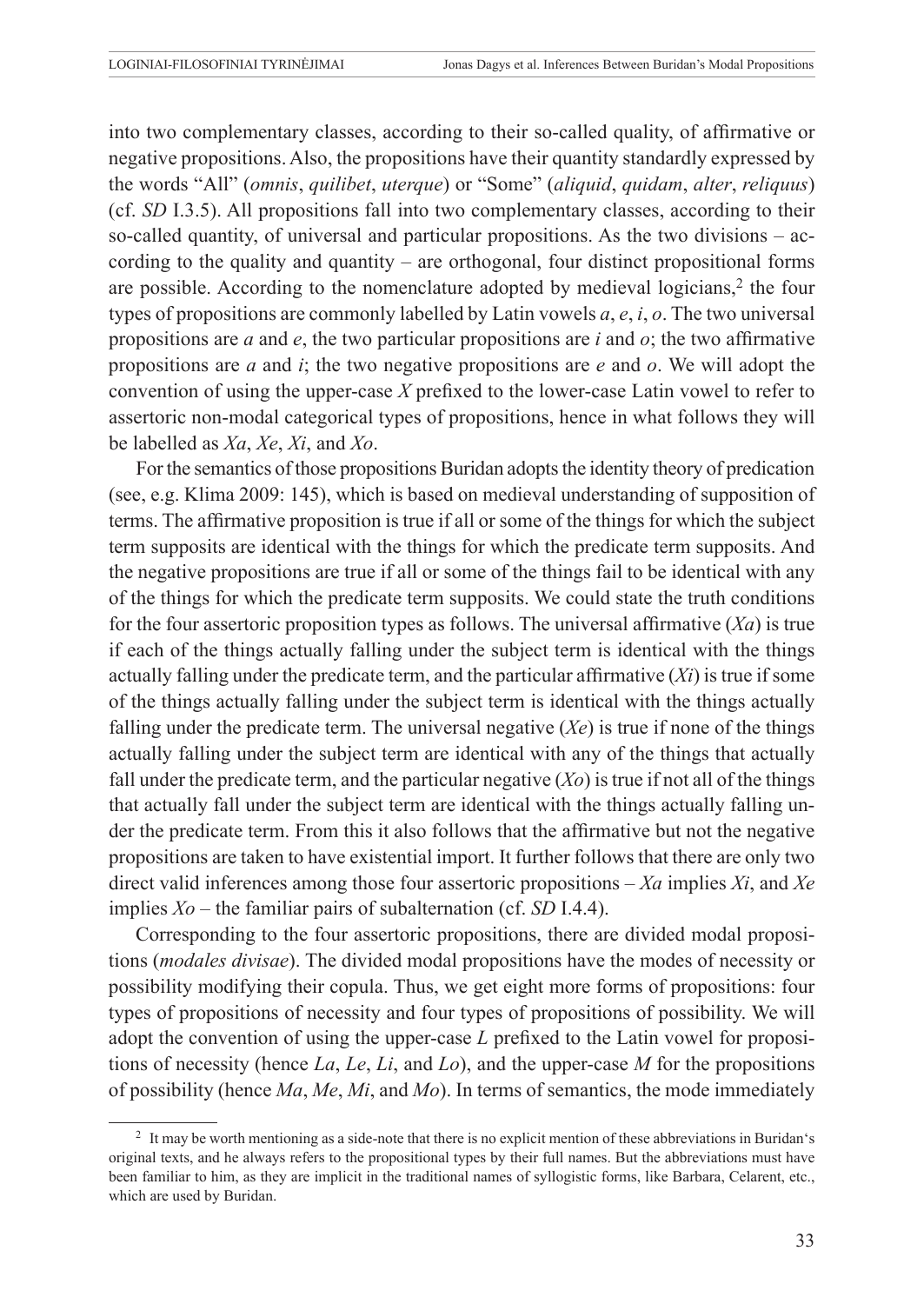into two complementary classes, according to their so-called quality, of affirmative or negative propositions. Also, the propositions have their quantity standardly expressed by the words "All" (*omnis*, *quilibet*, *uterque*) or "Some" (*aliquid*, *quidam*, *alter*, *reliquus*) (cf. *SD* I.3.5). All propositions fall into two complementary classes, according to their so-called quantity, of universal and particular propositions. As the two divisions – according to the quality and quantity – are orthogonal, four distinct propositional forms are possible. According to the nomenclature adopted by medieval logicians,[2] the four types of propositions are commonly labelled by Latin vowels *a*, *e*, *i*, *o*. The two universal propositions are *a* and *e*, the two particular propositions are *i* and *o*; the two affirmative propositions are *a* and *i*; the two negative propositions are *e* and *o*. We will adopt the convention of using the upper-case *X* prefixed to the lower-case Latin vowel to refer to assertoric non-modal categorical types of propositions, hence in what follows they will be labelled as *Xa*, *Xe*, *Xi*, and *Xo*.

For the semantics of those propositions Buridan adopts the identity theory of predication (see, e.g. Klima 2009: 145), which is based on medieval understanding of supposition of terms. The affirmative proposition is true if all or some of the things for which the subject term supposits are identical with the things for which the predicate term supposits. And the negative propositions are true if all or some of the things fail to be identical with any of the things for which the predicate term supposits. We could state the truth conditions for the four assertoric proposition types as follows. The universal affirmative (*Xa*) is true if each of the things actually falling under the subject term is identical with the things actually falling under the predicate term, and the particular affirmative (*Xi*) is true if some of the things actually falling under the subject term is identical with the things actually falling under the predicate term. The universal negative (*Xe*) is true if none of the things actually falling under the subject term are identical with any of the things that actually fall under the predicate term, and the particular negative (*Xo*) is true if not all of the things that actually fall under the subject term are identical with the things actually falling under the predicate term. From this it also follows that the affirmative but not the negative propositions are taken to have existential import. It further follows that there are only two direct valid inferences among those four assertoric propositions – *Xa* implies *Xi*, and *Xe* implies *Xo* – the familiar pairs of subalternation (cf. *SD* I.4.4).

Corresponding to the four assertoric propositions, there are divided modal propositions (*modales divisae*). The divided modal propositions have the modes of necessity or possibility modifying their copula. Thus, we get eight more forms of propositions: four types of propositions of necessity and four types of propositions of possibility. We will adopt the convention of using the upper-case *L* prefixed to the Latin vowel for propositions of necessity (hence *La*, *Le*, *Li*, and *Lo*), and the upper-case *M* for the propositions of possibility (hence *Ma*, *Me*, *Mi*, and *Mo*). In terms of semantics, the mode immediately

[2] It may be worth mentioning as a side-note that there is no explicit mention of these abbreviations in Buridan's original texts, and he always refers to the propositional types by their full names. But the abbreviations must have been familiar to him, as they are implicit in the traditional names of syllogistic forms, like Barbara, Celarent, etc., which are used by Buridan.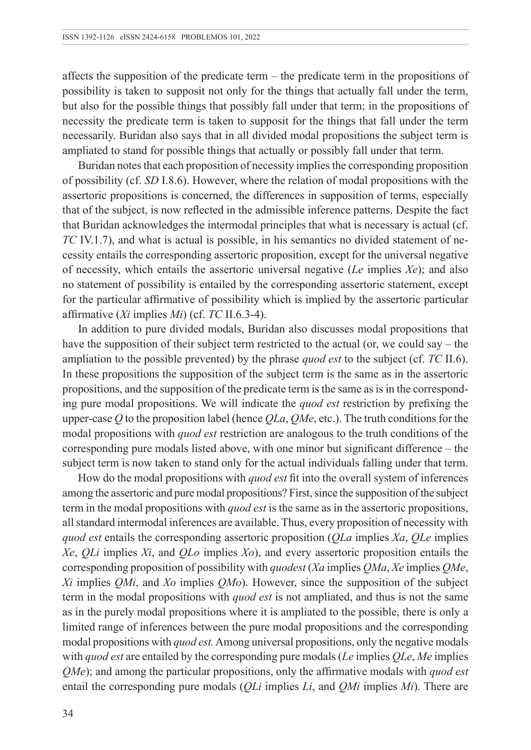affects the supposition of the predicate term – the predicate term in the propositions of possibility is taken to supposit not only for the things that actually fall under the term, but also for the possible things that possibly fall under that term; in the propositions of necessity the predicate term is taken to supposit for the things that fall under the term necessarily. Buridan also says that in all divided modal propositions the subject term is ampliated to stand for possible things that actually or possibly fall under that term.

Buridan notes that each proposition of necessity implies the corresponding proposition of possibility (cf. *SD* I.8.6). However, where the relation of modal propositions with the assertoric propositions is concerned, the differences in supposition of terms, especially that of the subject, is now reflected in the admissible inference patterns. Despite the fact that Buridan acknowledges the intermodal principles that what is necessary is actual (cf. *TC* IV.1.7), and what is actual is possible, in his semantics no divided statement of necessity entails the corresponding assertoric proposition, except for the universal negative of necessity, which entails the assertoric universal negative (*Le* implies *Xe*); and also no statement of possibility is entailed by the corresponding assertoric statement, except for the particular affirmative of possibility which is implied by the assertoric particular affirmative (*Xi* implies *Mi*) (cf. *TC* II.6.3-4).

In addition to pure divided modals, Buridan also discusses modal propositions that have the supposition of their subject term restricted to the actual (or, we could say – the ampliation to the possible prevented) by the phrase *quod est* to the subject (cf. *TC* II.6). In these propositions the supposition of the subject term is the same as in the assertoric propositions, and the supposition of the predicate term is the same as is in the corresponding pure modal propositions. We will indicate the *quod est* restriction by prefixing the upper-case *Q* to the proposition label (hence *QLa*, *QMe*, etc.). The truth conditions for the modal propositions with *quod est* restriction are analogous to the truth conditions of the corresponding pure modals listed above, with one minor but significant difference – the subject term is now taken to stand only for the actual individuals falling under that term.

How do the modal propositions with *quod est* fit into the overall system of inferences among the assertoric and pure modal propositions? First, since the supposition of the subject term in the modal propositions with *quod est* is the same as in the assertoric propositions, all standard intermodal inferences are available. Thus, every proposition of necessity with *quod est* entails the corresponding assertoric proposition (*QLa* implies *Xa*, *QLe* implies *Xe*, *QLi* implies *Xi*, and *QLo* implies *Xo*), and every assertoric proposition entails the corresponding proposition of possibility with *quodest* (*Xa* implies *QMa*, *Xe* implies *QMe*, *Xi* implies *QMi*, and *Xo* implies *QMo*). However, since the supposition of the subject term in the modal propositions with *quod est* is not ampliated, and thus is not the same as in the purely modal propositions where it is ampliated to the possible, there is only a limited range of inferences between the pure modal propositions and the corresponding modal propositions with *quod est.* Among universal propositions, only the negative modals with *quod est* are entailed by the corresponding pure modals (*Le* implies *QLe*, *Me* implies *QMe*); and among the particular propositions, only the affirmative modals with *quod est* entail the corresponding pure modals (*QLi* implies *Li*, and *QMi* implies *Mi*). There are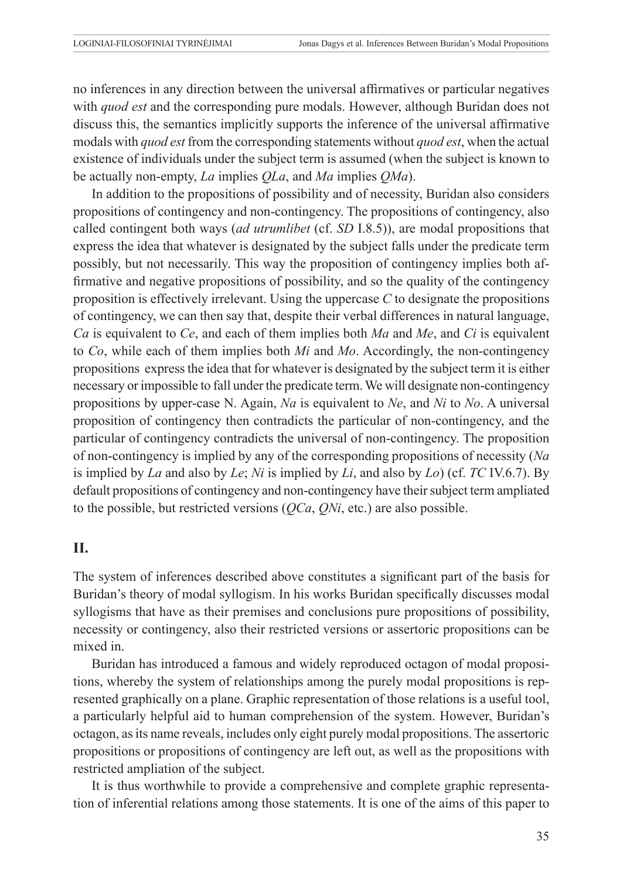no inferences in any direction between the universal affirmatives or particular negatives with *quod est* and the corresponding pure modals. However, although Buridan does not discuss this, the semantics implicitly supports the inference of the universal affirmative modals with *quod est* from the corresponding statements without *quod est*, when the actual existence of individuals under the subject term is assumed (when the subject is known to be actually non-empty, *La* implies *QLa*, and *Ma* implies *QMa*).

In addition to the propositions of possibility and of necessity, Buridan also considers propositions of contingency and non-contingency. The propositions of contingency, also called contingent both ways (*ad utrumlibet* (cf. *SD* I.8.5)), are modal propositions that express the idea that whatever is designated by the subject falls under the predicate term possibly, but not necessarily. This way the proposition of contingency implies both affirmative and negative propositions of possibility, and so the quality of the contingency proposition is effectively irrelevant. Using the uppercase *C* to designate the propositions of contingency, we can then say that, despite their verbal differences in natural language, *Ca* is equivalent to *Ce*, and each of them implies both *Ma* and *Me*, and *Ci* is equivalent to *Co*, while each of them implies both *Mi* and *Mo*. Accordingly, the non-contingency propositions express the idea that for whatever is designated by the subject term it is either necessary or impossible to fall under the predicate term. We will designate non-contingency propositions by upper-case N. Again, *Na* is equivalent to *Ne*, and *Ni* to *No*. A universal proposition of contingency then contradicts the particular of non-contingency, and the particular of contingency contradicts the universal of non-contingency. The proposition of non-contingency is implied by any of the corresponding propositions of necessity (*Na* is implied by *La* and also by *Le*; *Ni* is implied by *Li*, and also by *Lo*) (cf. *TC* IV.6.7). By default propositions of contingency and non-contingency have their subject term ampliated to the possible, but restricted versions (*QCa*, *QNi*, etc.) are also possible.

## II.

The system of inferences described above constitutes a significant part of the basis for Buridan's theory of modal syllogism. In his works Buridan specifically discusses modal syllogisms that have as their premises and conclusions pure propositions of possibility, necessity or contingency, also their restricted versions or assertoric propositions can be mixed in.

Buridan has introduced a famous and widely reproduced octagon of modal propositions, whereby the system of relationships among the purely modal propositions is represented graphically on a plane. Graphic representation of those relations is a useful tool, a particularly helpful aid to human comprehension of the system. However, Buridan's octagon, as its name reveals, includes only eight purely modal propositions. The assertoric propositions or propositions of contingency are left out, as well as the propositions with restricted ampliation of the subject.

It is thus worthwhile to provide a comprehensive and complete graphic representation of inferential relations among those statements. It is one of the aims of this paper to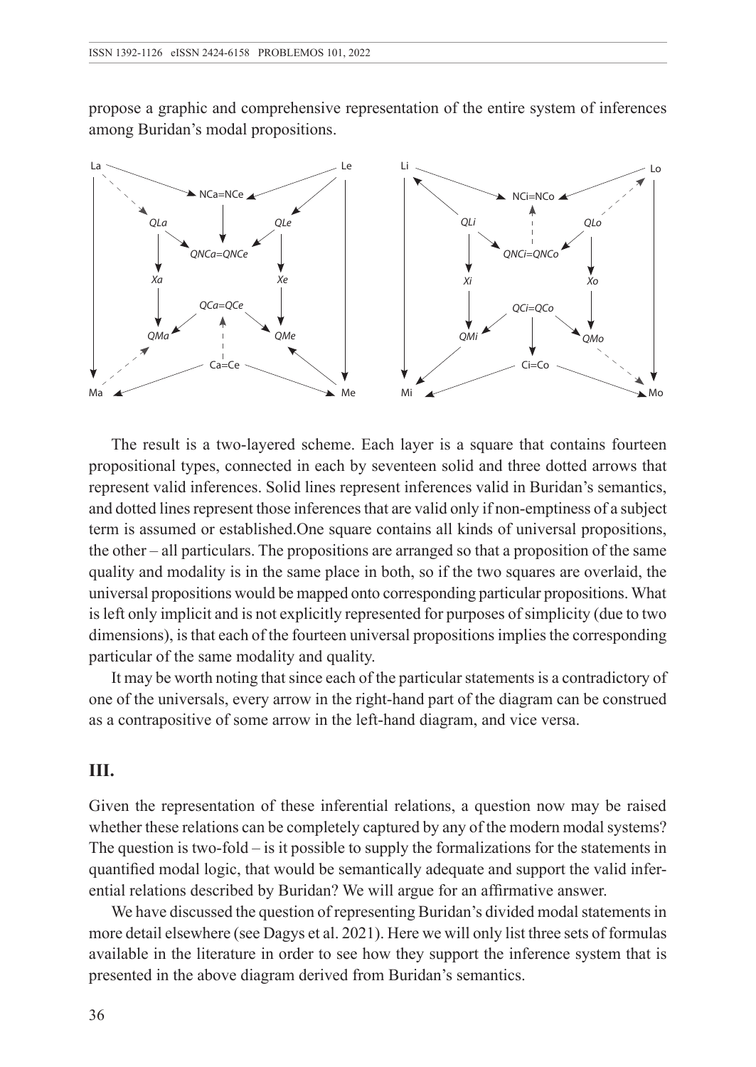propose a graphic and comprehensive representation of the entire system of inferences among Buridan's modal propositions.

The result is a two-layered scheme. Each layer is a square that contains fourteen propositional types, connected in each by seventeen solid and three dotted arrows that represent valid inferences. Solid lines represent inferences valid in Buridan's semantics, and dotted lines represent those inferences that are valid only if non-emptiness of a subject term is assumed or established.One square contains all kinds of universal propositions, the other – all particulars. The propositions are arranged so that a proposition of the same quality and modality is in the same place in both, so if the two squares are overlaid, the universal propositions would be mapped onto corresponding particular propositions. What is left only implicit and is not explicitly represented for purposes of simplicity (due to two dimensions), is that each of the fourteen universal propositions implies the corresponding particular of the same modality and quality.

It may be worth noting that since each of the particular statements is a contradictory of one of the universals, every arrow in the right-hand part of the diagram can be construed as a contrapositive of some arrow in the left-hand diagram, and vice versa.

## III.

Given the representation of these inferential relations, a question now may be raised whether these relations can be completely captured by any of the modern modal systems? The question is two-fold – is it possible to supply the formalizations for the statements in quantified modal logic, that would be semantically adequate and support the valid inferential relations described by Buridan? We will argue for an affirmative answer.

We have discussed the question of representing Buridan's divided modal statements in more detail elsewhere (see Dagys et al. 2021). Here we will only list three sets of formulas available in the literature in order to see how they support the inference system that is presented in the above diagram derived from Buridan's semantics.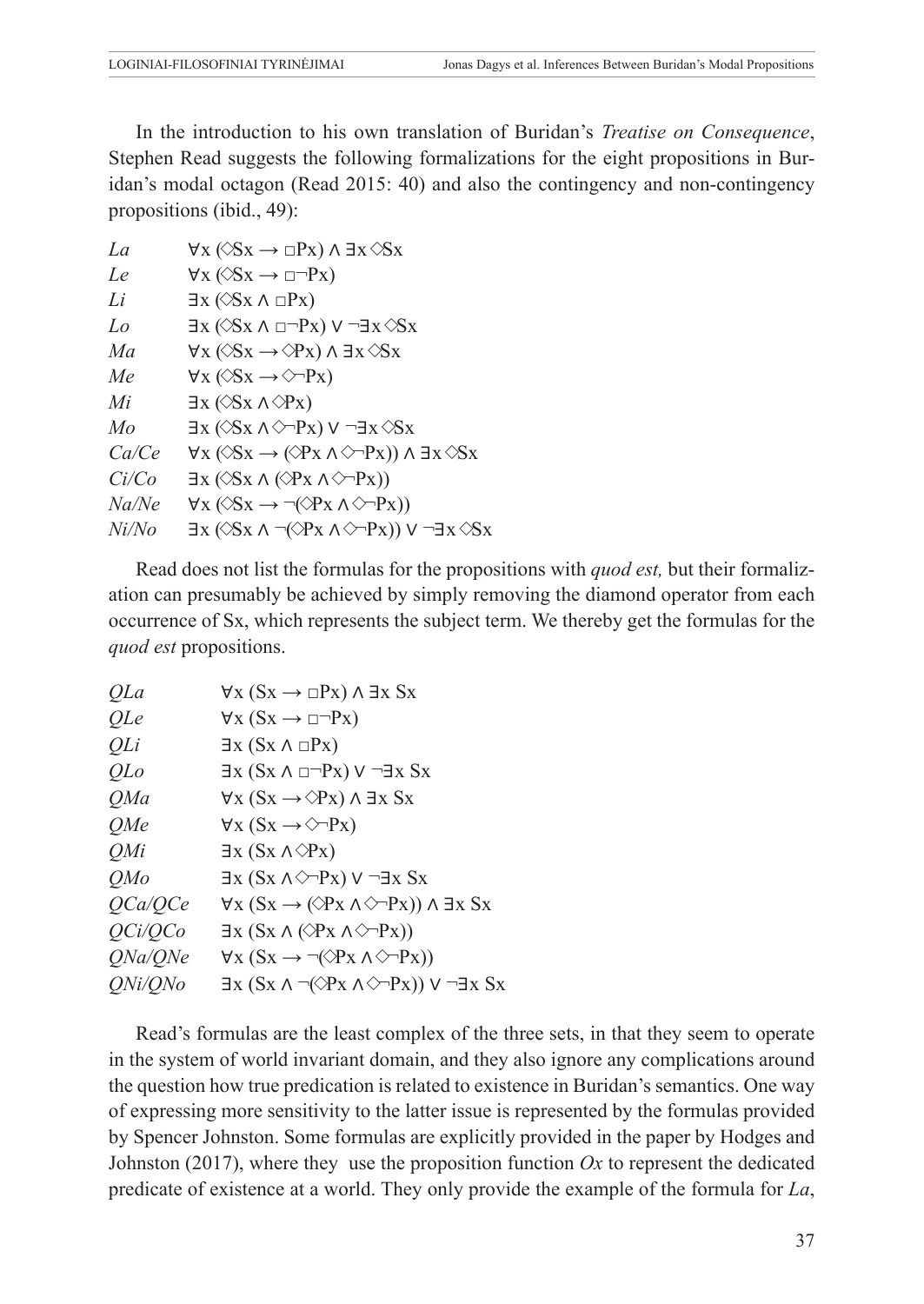In the introduction to his own translation of Buridan's *Treatise on Consequence*, Stephen Read suggests the following formalizations for the eight propositions in Buridan's modal octagon (Read 2015: 40) and also the contingency and non-contingency propositions (ibid., 49):

| | |
|---|---|
| *La* | $\forall x (\Diamond Sx \rightarrow \Box Px) \land \exists x \Diamond Sx$ |
| *Le* | $\forall x (\Diamond Sx \rightarrow \Box \neg Px)$ |
| *Li* | $\exists x (\Diamond Sx \land \Box Px)$ |
| *Lo* | $\exists x (\Diamond Sx \land \Box \neg Px) \lor \neg \exists x \Diamond Sx$ |
| *Ma* | $\forall x (\Diamond Sx \rightarrow \Diamond Px) \land \exists x \Diamond Sx$ |
| *Me* | $\forall x (\Diamond Sx \rightarrow \Diamond \neg Px)$ |
| *Mi* | $\exists x (\Diamond Sx \land \Diamond Px)$ |
| *Mo* | $\exists x (\Diamond Sx \land \Diamond \neg Px) \lor \neg \exists x \Diamond Sx$ |
| *Ca/Ce* | $\forall x (\Diamond Sx \rightarrow (\Diamond Px \land \Diamond \neg Px)) \land \exists x \Diamond Sx$ |
| *Ci/Co* | $\exists x (\Diamond Sx \land (\Diamond Px \land \Diamond \neg Px))$ |
| *Na/Ne* | $\forall x (\Diamond Sx \rightarrow \neg(\Diamond Px \land \Diamond \neg Px))$ |
| *Ni/No* | $\exists x (\Diamond Sx \land \neg(\Diamond Px \land \Diamond \neg Px)) \lor \neg \exists x \Diamond Sx$ |

Read does not list the formulas for the propositions with *quod est,* but their formalization can presumably be achieved by simply removing the diamond operator from each occurrence of Sx, which represents the subject term. We thereby get the formulas for the *quod est* propositions.

| | |
|---|---|
| *QLa* | $\forall x (Sx \rightarrow \Box Px) \land \exists x\, Sx$ |
| *QLe* | $\forall x (Sx \rightarrow \Box \neg Px)$ |
| *QLi* | $\exists x (Sx \land \Box Px)$ |
| *QLo* | $\exists x (Sx \land \Box \neg Px) \lor \neg \exists x\, Sx$ |
| *QMa* | $\forall x (Sx \rightarrow \Diamond Px) \land \exists x\, Sx$ |
| *QMe* | $\forall x (Sx \rightarrow \Diamond \neg Px)$ |
| *QMi* | $\exists x (Sx \land \Diamond Px)$ |
| *QMo* | $\exists x (Sx \land \Diamond \neg Px) \lor \neg \exists x\, Sx$ |
| *QCa/QCe* | $\forall x (Sx \rightarrow (\Diamond Px \land \Diamond \neg Px)) \land \exists x\, Sx$ |
| *QCi/QCo* | $\exists x (Sx \land (\Diamond Px \land \Diamond \neg Px))$ |
| *QNa/QNe* | $\forall x (Sx \rightarrow \neg(\Diamond Px \land \Diamond \neg Px))$ |
| *QNi/QNo* | $\exists x (Sx \land \neg(\Diamond Px \land \Diamond \neg Px)) \lor \neg \exists x\, Sx$ |

Read's formulas are the least complex of the three sets, in that they seem to operate in the system of world invariant domain, and they also ignore any complications around the question how true predication is related to existence in Buridan's semantics. One way of expressing more sensitivity to the latter issue is represented by the formulas provided by Spencer Johnston. Some formulas are explicitly provided in the paper by Hodges and Johnston (2017), where they use the proposition function *Ox* to represent the dedicated predicate of existence at a world. They only provide the example of the formula for *La*,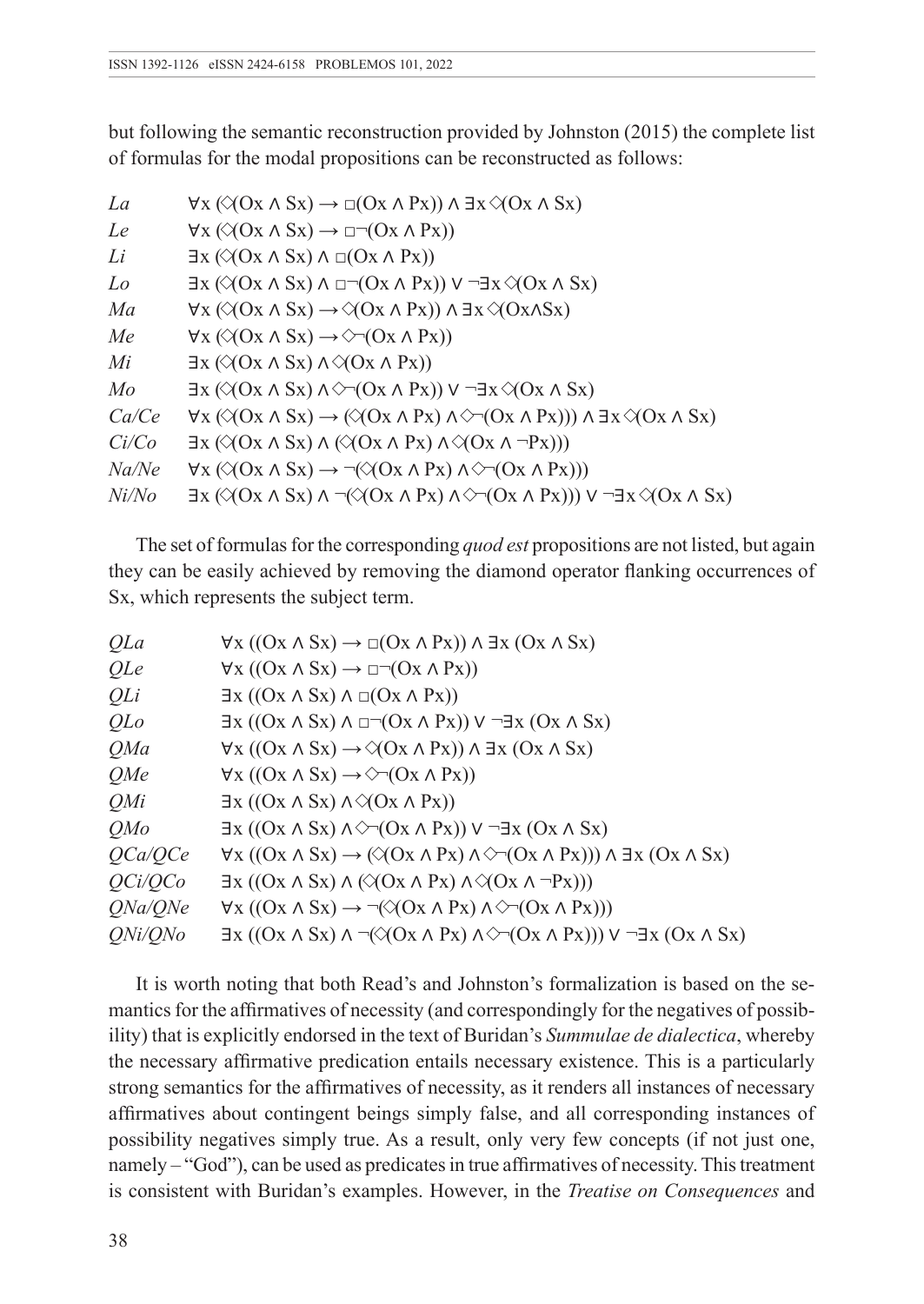but following the semantic reconstruction provided by Johnston (2015) the complete list of formulas for the modal propositions can be reconstructed as follows:

| | |
|---|---|
| *La* | $\forall x (\Diamond(Ox \land Sx) \rightarrow \Box(Ox \land Px)) \land \exists x \Diamond(Ox \land Sx)$ |
| *Le* | $\forall x (\Diamond(Ox \land Sx) \rightarrow \Box\neg(Ox \land Px))$ |
| *Li* | $\exists x (\Diamond(Ox \land Sx) \land \Box(Ox \land Px))$ |
| *Lo* | $\exists x (\Diamond(Ox \land Sx) \land \Box\neg(Ox \land Px)) \lor \neg\exists x \Diamond(Ox \land Sx)$ |
| *Ma* | $\forall x (\Diamond(Ox \land Sx) \rightarrow \Diamond(Ox \land Px)) \land \exists x \Diamond(Ox \land Sx)$ |
| *Me* | $\forall x (\Diamond(Ox \land Sx) \rightarrow \Diamond\neg(Ox \land Px))$ |
| *Mi* | $\exists x (\Diamond(Ox \land Sx) \land \Diamond(Ox \land Px))$ |
| *Mo* | $\exists x (\Diamond(Ox \land Sx) \land \Diamond\neg(Ox \land Px)) \lor \neg\exists x \Diamond(Ox \land Sx)$ |
| *Ca/Ce* | $\forall x (\Diamond(Ox \land Sx) \rightarrow (\Diamond(Ox \land Px) \land \Diamond\neg(Ox \land Px))) \land \exists x \Diamond(Ox \land Sx)$ |
| *Ci/Co* | $\exists x (\Diamond(Ox \land Sx) \land (\Diamond(Ox \land Px) \land \Diamond(Ox \land \neg Px)))$ |
| *Na/Ne* | $\forall x (\Diamond(Ox \land Sx) \rightarrow \neg(\Diamond(Ox \land Px) \land \Diamond\neg(Ox \land Px)))$ |
| *Ni/No* | $\exists x (\Diamond(Ox \land Sx) \land \neg(\Diamond(Ox \land Px) \land \Diamond\neg(Ox \land Px))) \lor \neg\exists x \Diamond(Ox \land Sx)$ |

The set of formulas for the corresponding *quod est* propositions are not listed, but again they can be easily achieved by removing the diamond operator flanking occurrences of Sx, which represents the subject term.

| | |
|---|---|
| *QLa* | $\forall x ((Ox \land Sx) \rightarrow \Box(Ox \land Px)) \land \exists x (Ox \land Sx)$ |
| *QLe* | $\forall x ((Ox \land Sx) \rightarrow \Box\neg(Ox \land Px))$ |
| *QLi* | $\exists x ((Ox \land Sx) \land \Box(Ox \land Px))$ |
| *QLo* | $\exists x ((Ox \land Sx) \land \Box\neg(Ox \land Px)) \lor \neg\exists x (Ox \land Sx)$ |
| *QMa* | $\forall x ((Ox \land Sx) \rightarrow \Diamond(Ox \land Px)) \land \exists x (Ox \land Sx)$ |
| *QMe* | $\forall x ((Ox \land Sx) \rightarrow \Diamond\neg(Ox \land Px))$ |
| *QMi* | $\exists x ((Ox \land Sx) \land \Diamond(Ox \land Px))$ |
| *QMo* | $\exists x ((Ox \land Sx) \land \Diamond\neg(Ox \land Px)) \lor \neg\exists x (Ox \land Sx)$ |
| *QCa/QCe* | $\forall x ((Ox \land Sx) \rightarrow (\Diamond(Ox \land Px) \land \Diamond\neg(Ox \land Px))) \land \exists x (Ox \land Sx)$ |
| *QCi/QCo* | $\exists x ((Ox \land Sx) \land (\Diamond(Ox \land Px) \land \Diamond(Ox \land \neg Px)))$ |
| *QNa/QNe* | $\forall x ((Ox \land Sx) \rightarrow \neg(\Diamond(Ox \land Px) \land \Diamond\neg(Ox \land Px)))$ |
| *QNi/QNo* | $\exists x ((Ox \land Sx) \land \neg(\Diamond(Ox \land Px) \land \Diamond\neg(Ox \land Px))) \lor \neg\exists x (Ox \land Sx)$ |

It is worth noting that both Read's and Johnston's formalization is based on the semantics for the affirmatives of necessity (and correspondingly for the negatives of possibility) that is explicitly endorsed in the text of Buridan's *Summulae de dialectica*, whereby the necessary affirmative predication entails necessary existence. This is a particularly strong semantics for the affirmatives of necessity, as it renders all instances of necessary affirmatives about contingent beings simply false, and all corresponding instances of possibility negatives simply true. As a result, only very few concepts (if not just one, namely – "God"), can be used as predicates in true affirmatives of necessity. This treatment is consistent with Buridan's examples. However, in the *Treatise on Consequences* and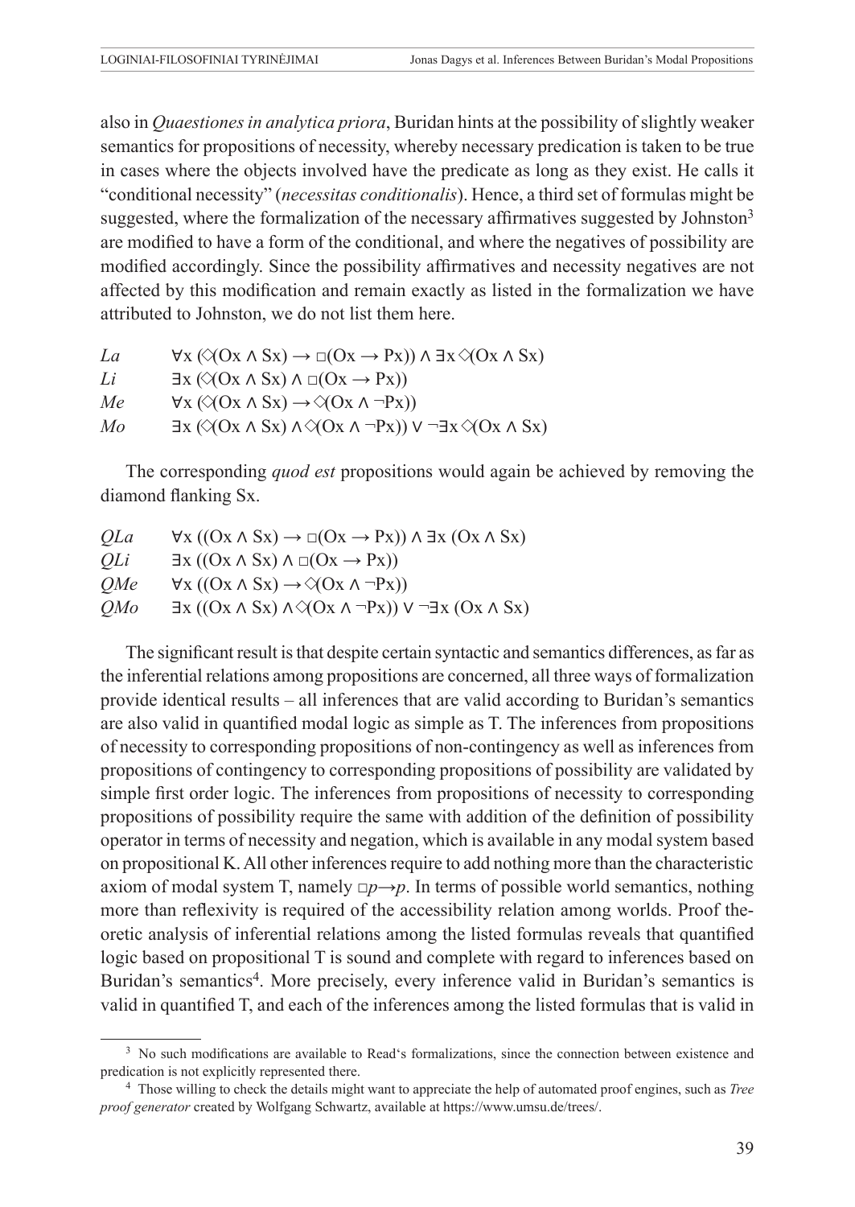also in *Quaestiones in analytica priora*, Buridan hints at the possibility of slightly weaker semantics for propositions of necessity, whereby necessary predication is taken to be true in cases where the objects involved have the predicate as long as they exist. He calls it "conditional necessity" (*necessitas conditionalis*). Hence, a third set of formulas might be suggested, where the formalization of the necessary affirmatives suggested by Johnston[3] are modified to have a form of the conditional, and where the negatives of possibility are modified accordingly. Since the possibility affirmatives and necessity negatives are not affected by this modification and remain exactly as listed in the formalization we have attributed to Johnston, we do not list them here.

*La* $\forall x (\Diamond(Ox \wedge Sx) \rightarrow \Box(Ox \rightarrow Px)) \wedge \exists x \Diamond(Ox \wedge Sx)$

*Li* $\exists x (\Diamond(Ox \wedge Sx) \wedge \Box(Ox \rightarrow Px))$

*Me* $\forall x (\Diamond(Ox \wedge Sx) \rightarrow \Diamond(Ox \wedge \neg Px))$

*Mo* $\exists x (\Diamond(Ox \wedge Sx) \wedge \Diamond(Ox \wedge \neg Px)) \vee \neg\exists x \Diamond(Ox \wedge Sx)$

The corresponding *quod est* propositions would again be achieved by removing the diamond flanking Sx.

*QLa* $\forall x ((Ox \wedge Sx) \rightarrow \Box(Ox \rightarrow Px)) \wedge \exists x (Ox \wedge Sx)$

*QLi* $\exists x ((Ox \wedge Sx) \wedge \Box(Ox \rightarrow Px))$

*QMe* $\forall x ((Ox \wedge Sx) \rightarrow \Diamond(Ox \wedge \neg Px))$

*QMo* $\exists x ((Ox \wedge Sx) \wedge \Diamond(Ox \wedge \neg Px)) \vee \neg\exists x (Ox \wedge Sx)$

The significant result is that despite certain syntactic and semantics differences, as far as the inferential relations among propositions are concerned, all three ways of formalization provide identical results – all inferences that are valid according to Buridan's semantics are also valid in quantified modal logic as simple as T. The inferences from propositions of necessity to corresponding propositions of non-contingency as well as inferences from propositions of contingency to corresponding propositions of possibility are validated by simple first order logic. The inferences from propositions of necessity to corresponding propositions of possibility require the same with addition of the definition of possibility operator in terms of necessity and negation, which is available in any modal system based on propositional K. All other inferences require to add nothing more than the characteristic axiom of modal system T, namely $\Box p \rightarrow p$. In terms of possible world semantics, nothing more than reflexivity is required of the accessibility relation among worlds. Proof theoretic analysis of inferential relations among the listed formulas reveals that quantified logic based on propositional T is sound and complete with regard to inferences based on Buridan's semantics[4]. More precisely, every inference valid in Buridan's semantics is valid in quantified T, and each of the inferences among the listed formulas that is valid in

---

[3] No such modifications are available to Read's formalizations, since the connection between existence and predication is not explicitly represented there.

[4] Those willing to check the details might want to appreciate the help of automated proof engines, such as *Tree proof generator* created by Wolfgang Schwartz, available at https://www.umsu.de/trees/.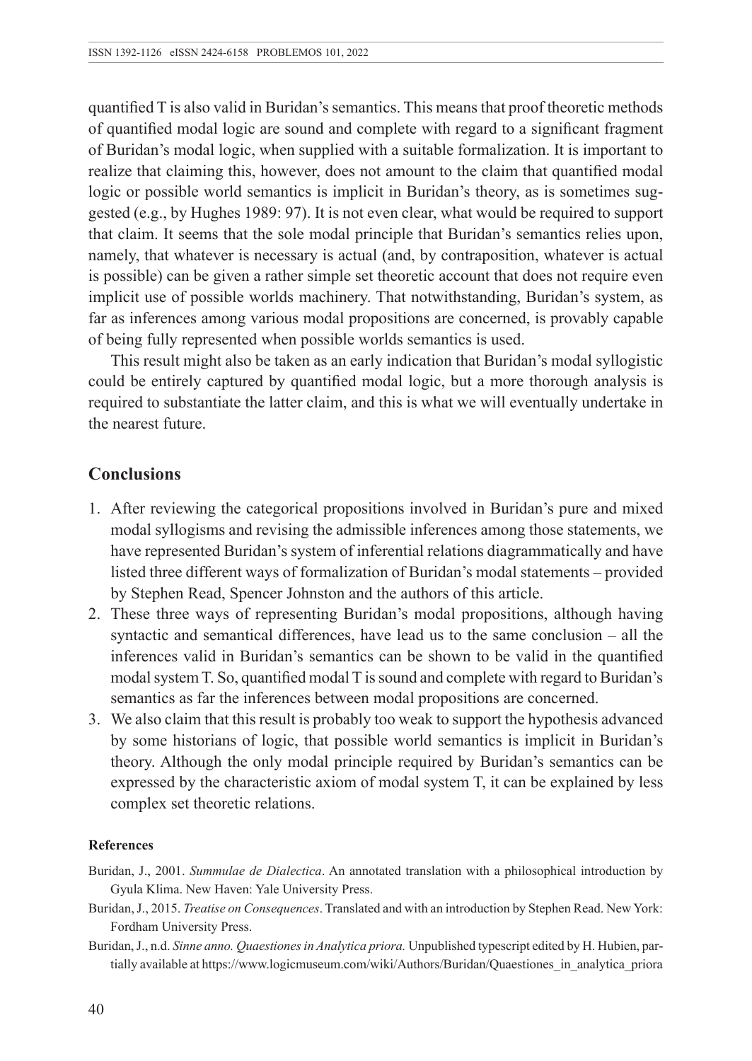quantified T is also valid in Buridan's semantics. This means that proof theoretic methods of quantified modal logic are sound and complete with regard to a significant fragment of Buridan's modal logic, when supplied with a suitable formalization. It is important to realize that claiming this, however, does not amount to the claim that quantified modal logic or possible world semantics is implicit in Buridan's theory, as is sometimes suggested (e.g., by Hughes 1989: 97). It is not even clear, what would be required to support that claim. It seems that the sole modal principle that Buridan's semantics relies upon, namely, that whatever is necessary is actual (and, by contraposition, whatever is actual is possible) can be given a rather simple set theoretic account that does not require even implicit use of possible worlds machinery. That notwithstanding, Buridan's system, as far as inferences among various modal propositions are concerned, is provably capable of being fully represented when possible worlds semantics is used.

This result might also be taken as an early indication that Buridan's modal syllogistic could be entirely captured by quantified modal logic, but a more thorough analysis is required to substantiate the latter claim, and this is what we will eventually undertake in the nearest future.

## Conclusions

1. After reviewing the categorical propositions involved in Buridan's pure and mixed modal syllogisms and revising the admissible inferences among those statements, we have represented Buridan's system of inferential relations diagrammatically and have listed three different ways of formalization of Buridan's modal statements – provided by Stephen Read, Spencer Johnston and the authors of this article.
2. These three ways of representing Buridan's modal propositions, although having syntactic and semantical differences, have lead us to the same conclusion – all the inferences valid in Buridan's semantics can be shown to be valid in the quantified modal system T. So, quantified modal T is sound and complete with regard to Buridan's semantics as far the inferences between modal propositions are concerned.
3. We also claim that this result is probably too weak to support the hypothesis advanced by some historians of logic, that possible world semantics is implicit in Buridan's theory. Although the only modal principle required by Buridan's semantics can be expressed by the characteristic axiom of modal system T, it can be explained by less complex set theoretic relations.

#### References

Buridan, J., 2001. *Summulae de Dialectica*. An annotated translation with a philosophical introduction by Gyula Klima. New Haven: Yale University Press.

Buridan, J., 2015. *Treatise on Consequences*. Translated and with an introduction by Stephen Read. New York: Fordham University Press.

Buridan, J., n.d. *Sinne anno. Quaestiones in Analytica priora.* Unpublished typescript edited by H. Hubien, partially available at https://www.logicmuseum.com/wiki/Authors/Buridan/Quaestiones_in_analytica_priora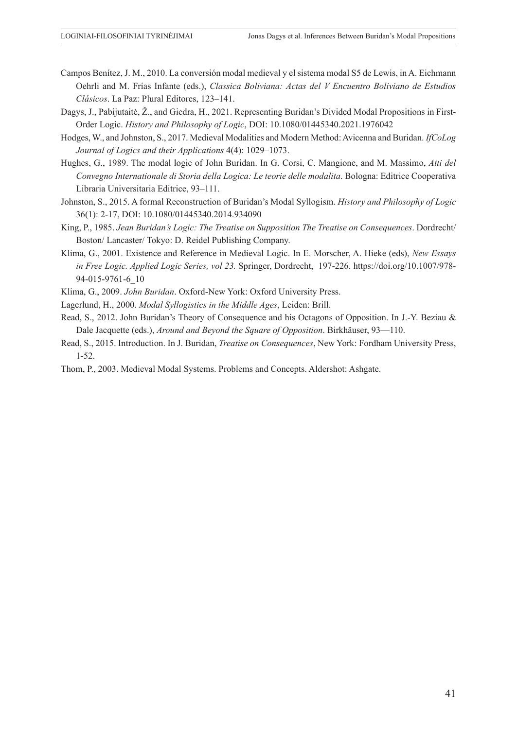Campos Benítez, J. M., 2010. La conversión modal medieval y el sistema modal S5 de Lewis, in A. Eichmann Oehrli and M. Frías Infante (eds.), *Classica Boliviana: Actas del V Encuentro Boliviano de Estudios Clásicos*. La Paz: Plural Editores, 123–141.

Dagys, J., Pabijutaitė, Ž., and Giedra, H., 2021. Representing Buridan's Divided Modal Propositions in First-Order Logic. *History and Philosophy of Logic*, DOI: 10.1080/01445340.2021.1976042

Hodges, W., and Johnston, S., 2017. Medieval Modalities and Modern Method: Avicenna and Buridan. *IfCoLog Journal of Logics and their Applications* 4(4): 1029–1073.

Hughes, G., 1989. The modal logic of John Buridan. In G. Corsi, C. Mangione, and M. Massimo, *Atti del Convegno Internationale di Storia della Logica: Le teorie delle modalita*. Bologna: Editrice Cooperativa Libraria Universitaria Editrice, 93–111.

Johnston, S., 2015. A formal Reconstruction of Buridan's Modal Syllogism. *History and Philosophy of Logic* 36(1): 2-17, DOI: 10.1080/01445340.2014.934090

King, P., 1985. *Jean Buridan's Logic: The Treatise on Supposition The Treatise on Consequences*. Dordrecht/ Boston/ Lancaster/ Tokyo: D. Reidel Publishing Company.

Klima, G., 2001. Existence and Reference in Medieval Logic. In E. Morscher, A. Hieke (eds), *New Essays in Free Logic. Applied Logic Series, vol 23.* Springer, Dordrecht, 197-226. https://doi.org/10.1007/978-94-015-9761-6_10

Klima, G., 2009. *John Buridan*. Oxford-New York: Oxford University Press.

Lagerlund, H., 2000. *Modal Syllogistics in the Middle Ages*, Leiden: Brill.

Read, S., 2012. John Buridan's Theory of Consequence and his Octagons of Opposition. In J.-Y. Beziau & Dale Jacquette (eds.), *Around and Beyond the Square of Opposition*. Birkhäuser, 93—110.

Read, S., 2015. Introduction. In J. Buridan, *Treatise on Consequences*, New York: Fordham University Press, 1-52.

Thom, P., 2003. Medieval Modal Systems. Problems and Concepts. Aldershot: Ashgate.